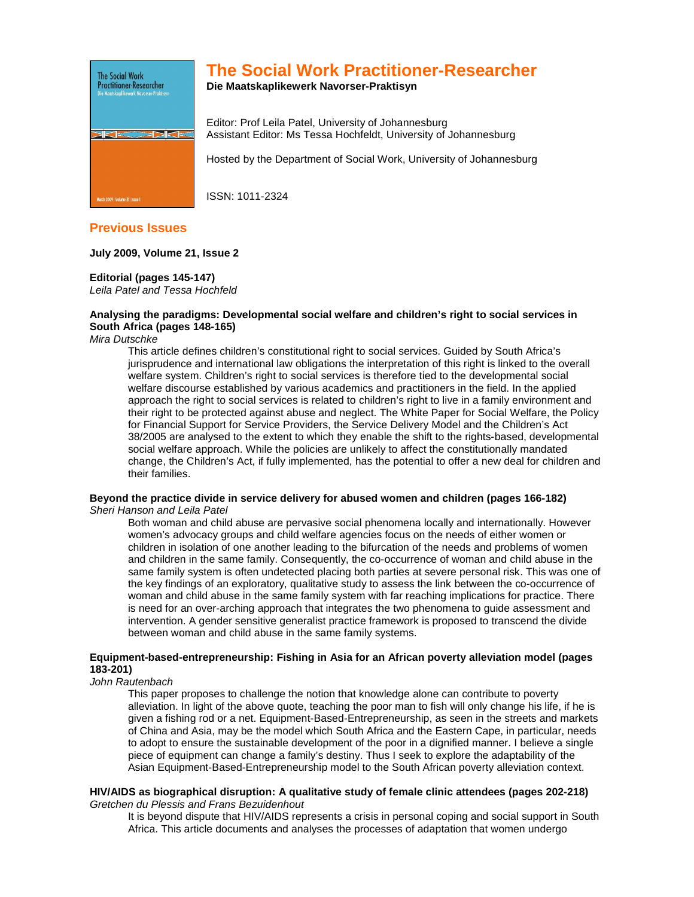# The Social Work Practitioner-Researcher

**Die Maatskaplikewerk Navorser-Praktisyn**

Editor: Prof Leila Patel, University of Johannesburg
Assistant Editor: Ms Tessa Hochfeldt, University of Johannesburg

Hosted by the Department of Social Work, University of Johannesburg

ISSN: 1011-2324

## Previous Issues

**July 2009, Volume 21, Issue 2**

**Editorial (pages 145-147)**
*Leila Patel and Tessa Hochfeld*

**Analysing the paradigms: Developmental social welfare and children's right to social services in South Africa (pages 148-165)**
*Mira Dutschke*

This article defines children's constitutional right to social services. Guided by South Africa's jurisprudence and international law obligations the interpretation of this right is linked to the overall welfare system. Children's right to social services is therefore tied to the developmental social welfare discourse established by various academics and practitioners in the field. In the applied approach the right to social services is related to children's right to live in a family environment and their right to be protected against abuse and neglect. The White Paper for Social Welfare, the Policy for Financial Support for Service Providers, the Service Delivery Model and the Children's Act 38/2005 are analysed to the extent to which they enable the shift to the rights-based, developmental social welfare approach. While the policies are unlikely to affect the constitutionally mandated change, the Children's Act, if fully implemented, has the potential to offer a new deal for children and their families.

**Beyond the practice divide in service delivery for abused women and children (pages 166-182)**
*Sheri Hanson and Leila Patel*

Both woman and child abuse are pervasive social phenomena locally and internationally. However women's advocacy groups and child welfare agencies focus on the needs of either women or children in isolation of one another leading to the bifurcation of the needs and problems of women and children in the same family. Consequently, the co-occurrence of woman and child abuse in the same family system is often undetected placing both parties at severe personal risk. This was one of the key findings of an exploratory, qualitative study to assess the link between the co-occurrence of woman and child abuse in the same family system with far reaching implications for practice. There is need for an over-arching approach that integrates the two phenomena to guide assessment and intervention. A gender sensitive generalist practice framework is proposed to transcend the divide between woman and child abuse in the same family systems.

**Equipment-based-entrepreneurship: Fishing in Asia for an African poverty alleviation model (pages 183-201)**
*John Rautenbach*

This paper proposes to challenge the notion that knowledge alone can contribute to poverty alleviation. In light of the above quote, teaching the poor man to fish will only change his life, if he is given a fishing rod or a net. Equipment-Based-Entrepreneurship, as seen in the streets and markets of China and Asia, may be the model which South Africa and the Eastern Cape, in particular, needs to adopt to ensure the sustainable development of the poor in a dignified manner. I believe a single piece of equipment can change a family's destiny. Thus I seek to explore the adaptability of the Asian Equipment-Based-Entrepreneurship model to the South African poverty alleviation context.

**HIV/AIDS as biographical disruption: A qualitative study of female clinic attendees (pages 202-218)**
*Gretchen du Plessis and Frans Bezuidenhout*

It is beyond dispute that HIV/AIDS represents a crisis in personal coping and social support in South Africa. This article documents and analyses the processes of adaptation that women undergo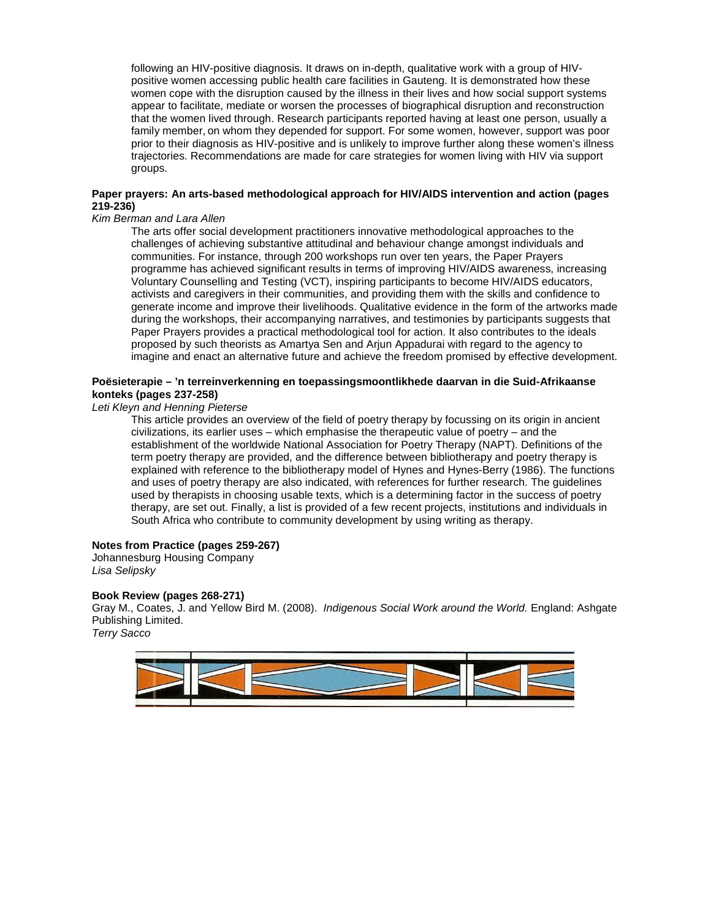following an HIV-positive diagnosis. It draws on in-depth, qualitative work with a group of HIV-positive women accessing public health care facilities in Gauteng. It is demonstrated how these women cope with the disruption caused by the illness in their lives and how social support systems appear to facilitate, mediate or worsen the processes of biographical disruption and reconstruction that the women lived through. Research participants reported having at least one person, usually a family member, on whom they depended for support. For some women, however, support was poor prior to their diagnosis as HIV-positive and is unlikely to improve further along these women's illness trajectories. Recommendations are made for care strategies for women living with HIV via support groups.

**Paper prayers: An arts-based methodological approach for HIV/AIDS intervention and action (pages 219-236)**

*Kim Berman and Lara Allen*

The arts offer social development practitioners innovative methodological approaches to the challenges of achieving substantive attitudinal and behaviour change amongst individuals and communities. For instance, through 200 workshops run over ten years, the Paper Prayers programme has achieved significant results in terms of improving HIV/AIDS awareness, increasing Voluntary Counselling and Testing (VCT), inspiring participants to become HIV/AIDS educators, activists and caregivers in their communities, and providing them with the skills and confidence to generate income and improve their livelihoods. Qualitative evidence in the form of the artworks made during the workshops, their accompanying narratives, and testimonies by participants suggests that Paper Prayers provides a practical methodological tool for action. It also contributes to the ideals proposed by such theorists as Amartya Sen and Arjun Appadurai with regard to the agency to imagine and enact an alternative future and achieve the freedom promised by effective development.

**Poësieterapie – 'n terreinverkenning en toepassingsmoontlikhede daarvan in die Suid-Afrikaanse konteks (pages 237-258)**

*Leti Kleyn and Henning Pieterse*

This article provides an overview of the field of poetry therapy by focussing on its origin in ancient civilizations, its earlier uses – which emphasise the therapeutic value of poetry – and the establishment of the worldwide National Association for Poetry Therapy (NAPT). Definitions of the term poetry therapy are provided, and the difference between bibliotherapy and poetry therapy is explained with reference to the bibliotherapy model of Hynes and Hynes-Berry (1986). The functions and uses of poetry therapy are also indicated, with references for further research. The guidelines used by therapists in choosing usable texts, which is a determining factor in the success of poetry therapy, are set out. Finally, a list is provided of a few recent projects, institutions and individuals in South Africa who contribute to community development by using writing as therapy.

**Notes from Practice (pages 259-267)**

Johannesburg Housing Company

*Lisa Selipsky*

**Book Review (pages 268-271)**

Gray M., Coates, J. and Yellow Bird M. (2008). *Indigenous Social Work around the World.* England: Ashgate Publishing Limited.

*Terry Sacco*